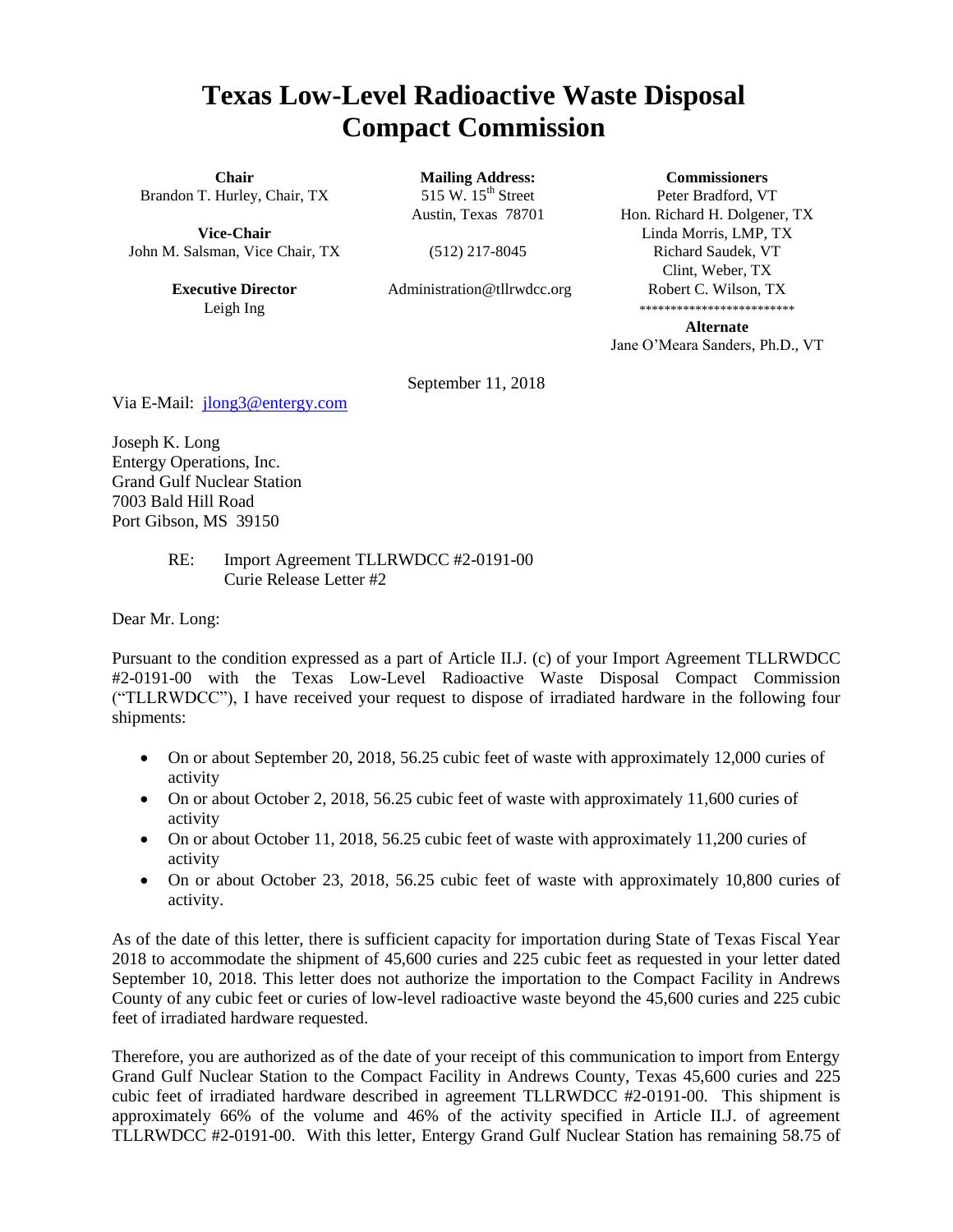# Texas Low-Level Radioactive Waste Disposal Compact Commission

**Chair**
Brandon T. Hurley, Chair, TX

**Vice-Chair**
John M. Salsman, Vice Chair, TX

**Executive Director**
Leigh Ing

**Mailing Address:**
515 W. 15th Street
Austin, Texas 78701

(512) 217-8045

Administration@tllrwdcc.org

**Commissioners**
Peter Bradford, VT
Hon. Richard H. Dolgener, TX
Linda Morris, LMP, TX
Richard Saudek, VT
Clint, Weber, TX
Robert C. Wilson, TX
*************************
**Alternate**
Jane O'Meara Sanders, Ph.D., VT

September 11, 2018

Via E-Mail: jlong3@entergy.com

Joseph K. Long
Entergy Operations, Inc.
Grand Gulf Nuclear Station
7003 Bald Hill Road
Port Gibson, MS 39150

RE: Import Agreement TLLRWDCC #2-0191-00
Curie Release Letter #2

Dear Mr. Long:

Pursuant to the condition expressed as a part of Article II.J. (c) of your Import Agreement TLLRWDCC #2-0191-00 with the Texas Low-Level Radioactive Waste Disposal Compact Commission ("TLLRWDCC"), I have received your request to dispose of irradiated hardware in the following four shipments:

- On or about September 20, 2018, 56.25 cubic feet of waste with approximately 12,000 curies of activity
- On or about October 2, 2018, 56.25 cubic feet of waste with approximately 11,600 curies of activity
- On or about October 11, 2018, 56.25 cubic feet of waste with approximately 11,200 curies of activity
- On or about October 23, 2018, 56.25 cubic feet of waste with approximately 10,800 curies of activity.

As of the date of this letter, there is sufficient capacity for importation during State of Texas Fiscal Year 2018 to accommodate the shipment of 45,600 curies and 225 cubic feet as requested in your letter dated September 10, 2018. This letter does not authorize the importation to the Compact Facility in Andrews County of any cubic feet or curies of low-level radioactive waste beyond the 45,600 curies and 225 cubic feet of irradiated hardware requested.

Therefore, you are authorized as of the date of your receipt of this communication to import from Entergy Grand Gulf Nuclear Station to the Compact Facility in Andrews County, Texas 45,600 curies and 225 cubic feet of irradiated hardware described in agreement TLLRWDCC #2-0191-00. This shipment is approximately 66% of the volume and 46% of the activity specified in Article II.J. of agreement TLLRWDCC #2-0191-00. With this letter, Entergy Grand Gulf Nuclear Station has remaining 58.75 of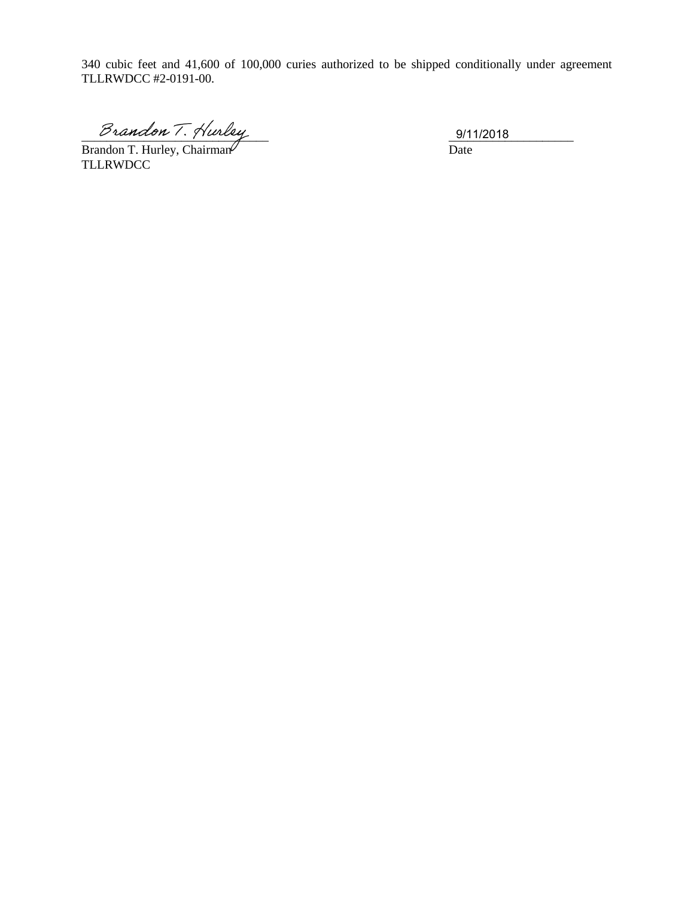340 cubic feet and 41,600 of 100,000 curies authorized to be shipped conditionally under agreement TLLRWDCC #2-0191-00.

Brandon T. Hurley

Brandon T. Hurley, Chairman
TLLRWDCC

9/11/2018
Date